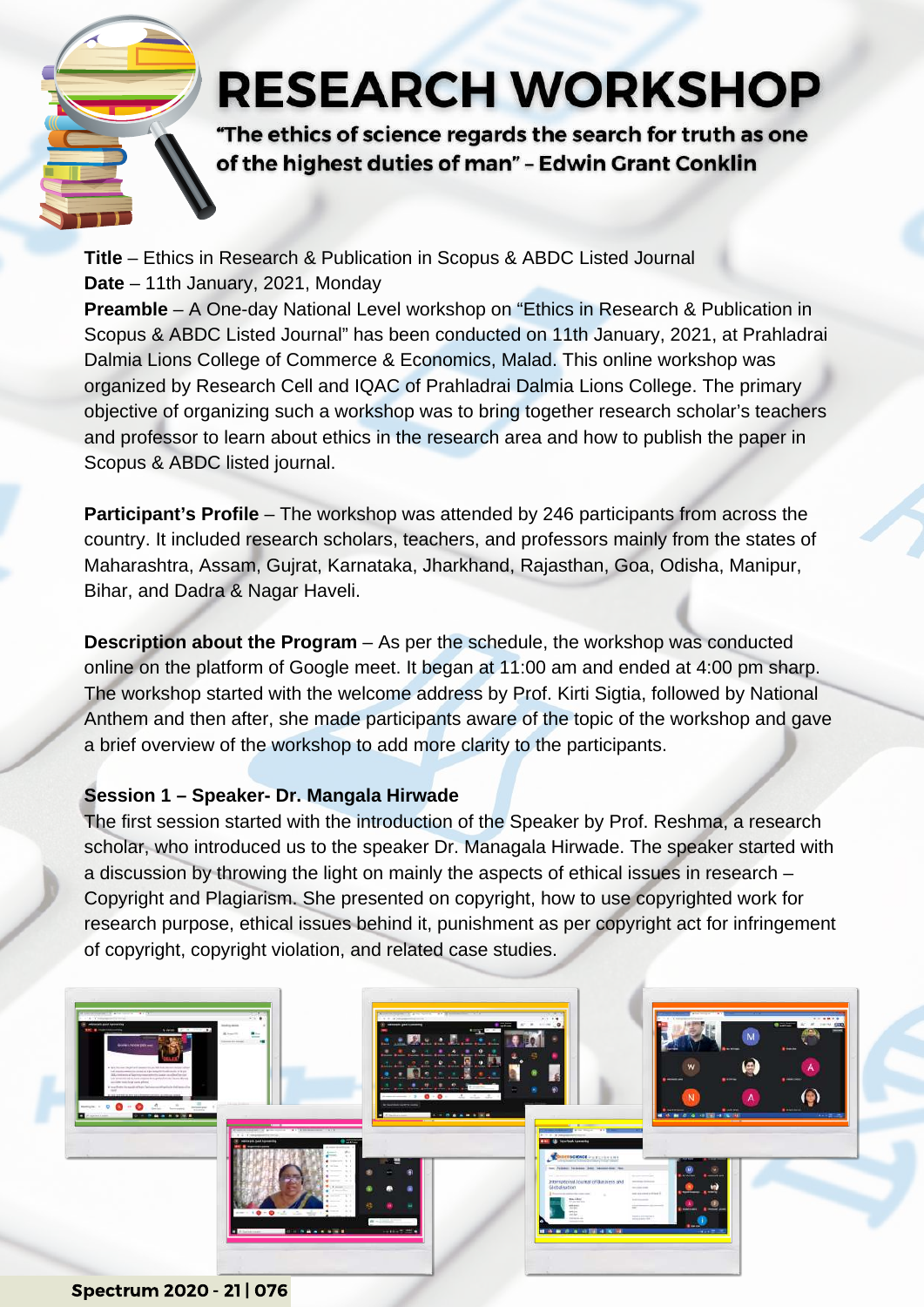# RESEARCH WORKSHOP

**"The ethics of science regards the search for truth as one of the highest duties of man" – Edwin Grant Conklin**

**Title** – Ethics in Research & Publication in Scopus & ABDC Listed Journal
**Date** – 11th January, 2021, Monday
**Preamble** – A One-day National Level workshop on "Ethics in Research & Publication in Scopus & ABDC Listed Journal" has been conducted on 11th January, 2021, at Prahladrai Dalmia Lions College of Commerce & Economics, Malad. This online workshop was organized by Research Cell and IQAC of Prahladrai Dalmia Lions College. The primary objective of organizing such a workshop was to bring together research scholar's teachers and professor to learn about ethics in the research area and how to publish the paper in Scopus & ABDC listed journal.

**Participant's Profile** – The workshop was attended by 246 participants from across the country. It included research scholars, teachers, and professors mainly from the states of Maharashtra, Assam, Gujrat, Karnataka, Jharkhand, Rajasthan, Goa, Odisha, Manipur, Bihar, and Dadra & Nagar Haveli.

**Description about the Program** – As per the schedule, the workshop was conducted online on the platform of Google meet. It began at 11:00 am and ended at 4:00 pm sharp. The workshop started with the welcome address by Prof. Kirti Sigtia, followed by National Anthem and then after, she made participants aware of the topic of the workshop and gave a brief overview of the workshop to add more clarity to the participants.

**Session 1 – Speaker- Dr. Mangala Hirwade**

The first session started with the introduction of the Speaker by Prof. Reshma, a research scholar, who introduced us to the speaker Dr. Managala Hirwade. The speaker started with a discussion by throwing the light on mainly the aspects of ethical issues in research – Copyright and Plagiarism. She presented on copyright, how to use copyrighted work for research purpose, ethical issues behind it, punishment as per copyright act for infringement of copyright, copyright violation, and related case studies.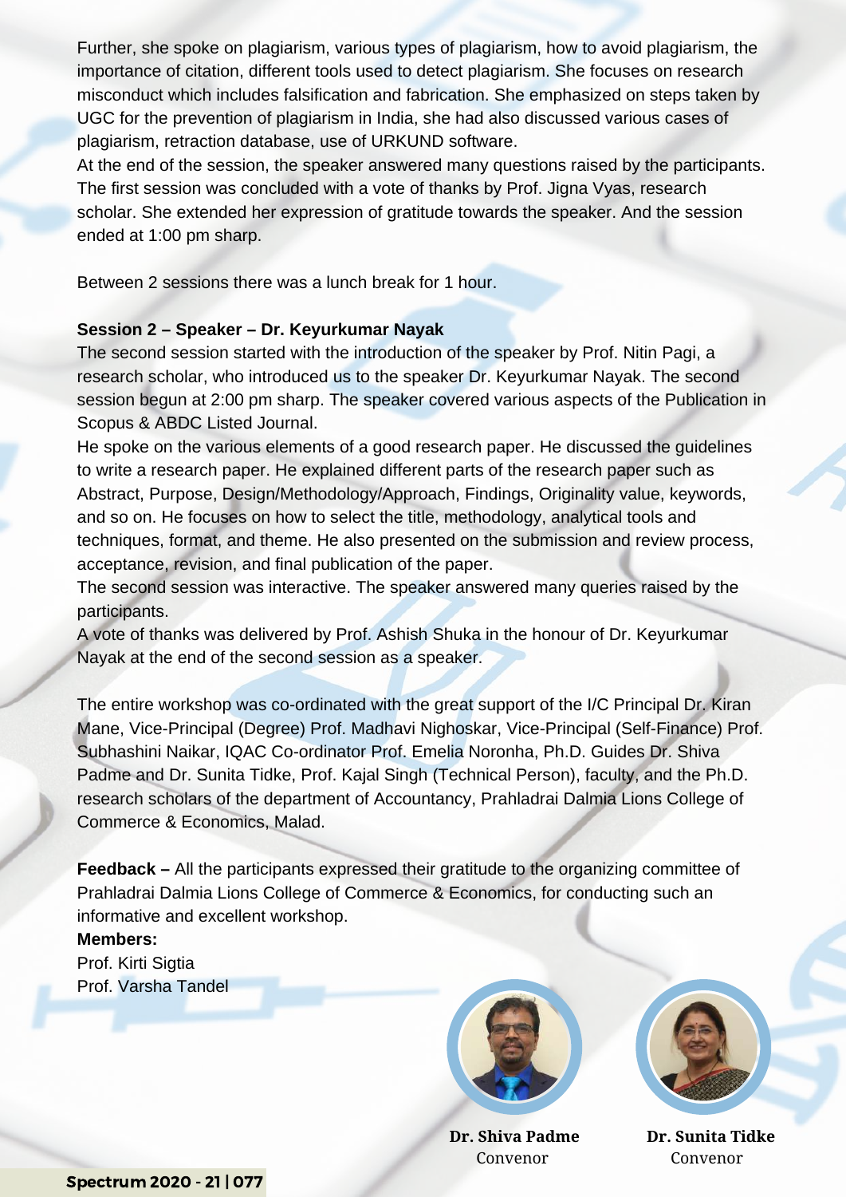Further, she spoke on plagiarism, various types of plagiarism, how to avoid plagiarism, the importance of citation, different tools used to detect plagiarism. She focuses on research misconduct which includes falsification and fabrication. She emphasized on steps taken by UGC for the prevention of plagiarism in India, she had also discussed various cases of plagiarism, retraction database, use of URKUND software.

At the end of the session, the speaker answered many questions raised by the participants. The first session was concluded with a vote of thanks by Prof. Jigna Vyas, research scholar. She extended her expression of gratitude towards the speaker. And the session ended at 1:00 pm sharp.

Between 2 sessions there was a lunch break for 1 hour.

**Session 2 – Speaker – Dr. Keyurkumar Nayak**

The second session started with the introduction of the speaker by Prof. Nitin Pagi, a research scholar, who introduced us to the speaker Dr. Keyurkumar Nayak. The second session begun at 2:00 pm sharp. The speaker covered various aspects of the Publication in Scopus & ABDC Listed Journal.

He spoke on the various elements of a good research paper. He discussed the guidelines to write a research paper. He explained different parts of the research paper such as Abstract, Purpose, Design/Methodology/Approach, Findings, Originality value, keywords, and so on. He focuses on how to select the title, methodology, analytical tools and techniques, format, and theme. He also presented on the submission and review process, acceptance, revision, and final publication of the paper.

The second session was interactive. The speaker answered many queries raised by the participants.

A vote of thanks was delivered by Prof. Ashish Shuka in the honour of Dr. Keyurkumar Nayak at the end of the second session as a speaker.

The entire workshop was co-ordinated with the great support of the I/C Principal Dr. Kiran Mane, Vice-Principal (Degree) Prof. Madhavi Nighoskar, Vice-Principal (Self-Finance) Prof. Subhashini Naikar, IQAC Co-ordinator Prof. Emelia Noronha, Ph.D. Guides Dr. Shiva Padme and Dr. Sunita Tidke, Prof. Kajal Singh (Technical Person), faculty, and the Ph.D. research scholars of the department of Accountancy, Prahladrai Dalmia Lions College of Commerce & Economics, Malad.

**Feedback –** All the participants expressed their gratitude to the organizing committee of Prahladrai Dalmia Lions College of Commerce & Economics, for conducting such an informative and excellent workshop.

**Members:**

Prof. Kirti Sigtia

Prof. Varsha Tandel

**Dr. Shiva Padme**

Convenor

**Dr. Sunita Tidke**

Convenor